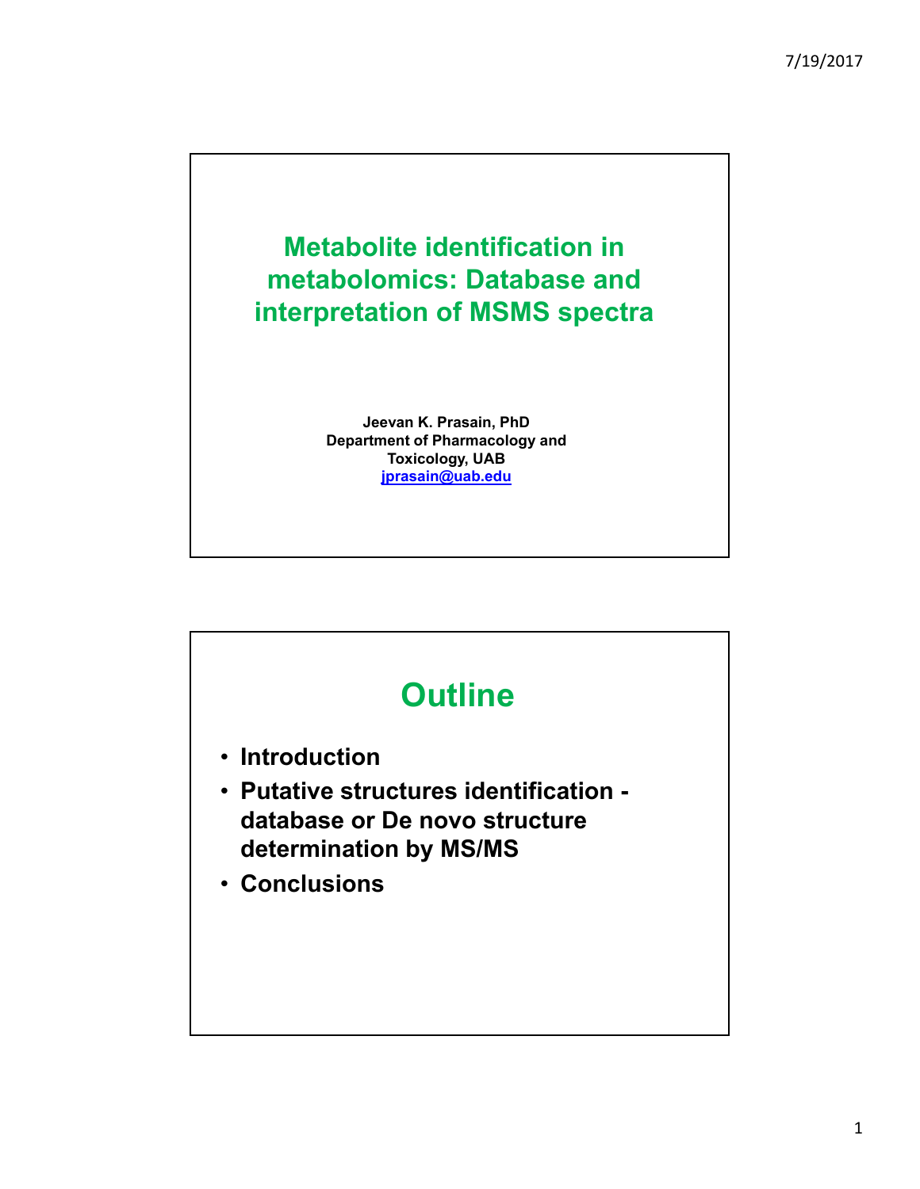# Metabolite identification in metabolomics: Database and interpretation of MSMS spectra

**Jeevan K. Prasain, PhD**
**Department of Pharmacology and Toxicology, UAB**
**jprasain@uab.edu**

## Outline

- **Introduction**
- **Putative structures identification - database or De novo structure determination by MS/MS**
- **Conclusions**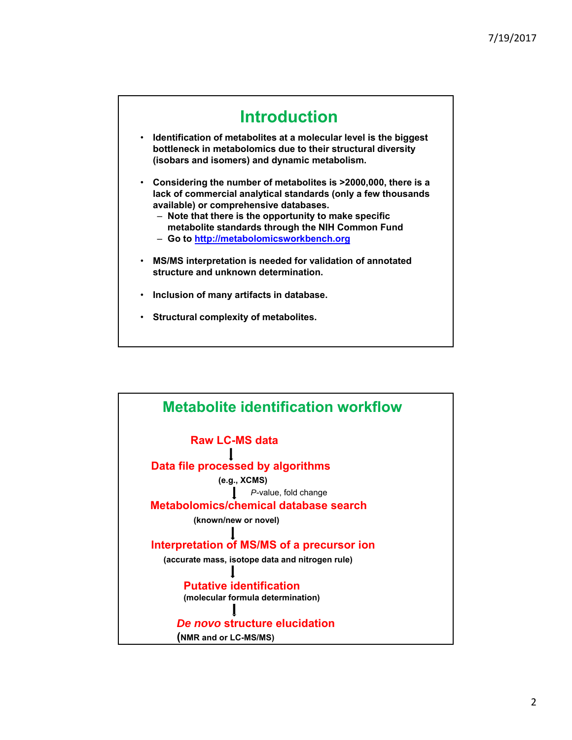# Introduction

- Identification of metabolites at a molecular level is the biggest bottleneck in metabolomics due to their structural diversity (isobars and isomers) and dynamic metabolism.
- Considering the number of metabolites is >2000,000, there is a lack of commercial analytical standards (only a few thousands available) or comprehensive databases.
  - Note that there is the opportunity to make specific metabolite standards through the NIH Common Fund
  - Go to http://metabolomicsworkbench.org
- MS/MS interpretation is needed for validation of annotated structure and unknown determination.
- Inclusion of many artifacts in database.
- Structural complexity of metabolites.

# Metabolite identification workflow

**Raw LC-MS data**

↓

**Data file processed by algorithms**

(e.g., XCMS)

↓ *P*-value, fold change

**Metabolomics/chemical database search**

(known/new or novel)

↓

**Interpretation of MS/MS of a precursor ion**

(accurate mass, isotope data and nitrogen rule)

↓

**Putative identification**

(molecular formula determination)

↓

***De novo* structure elucidation**

(NMR and or LC-MS/MS)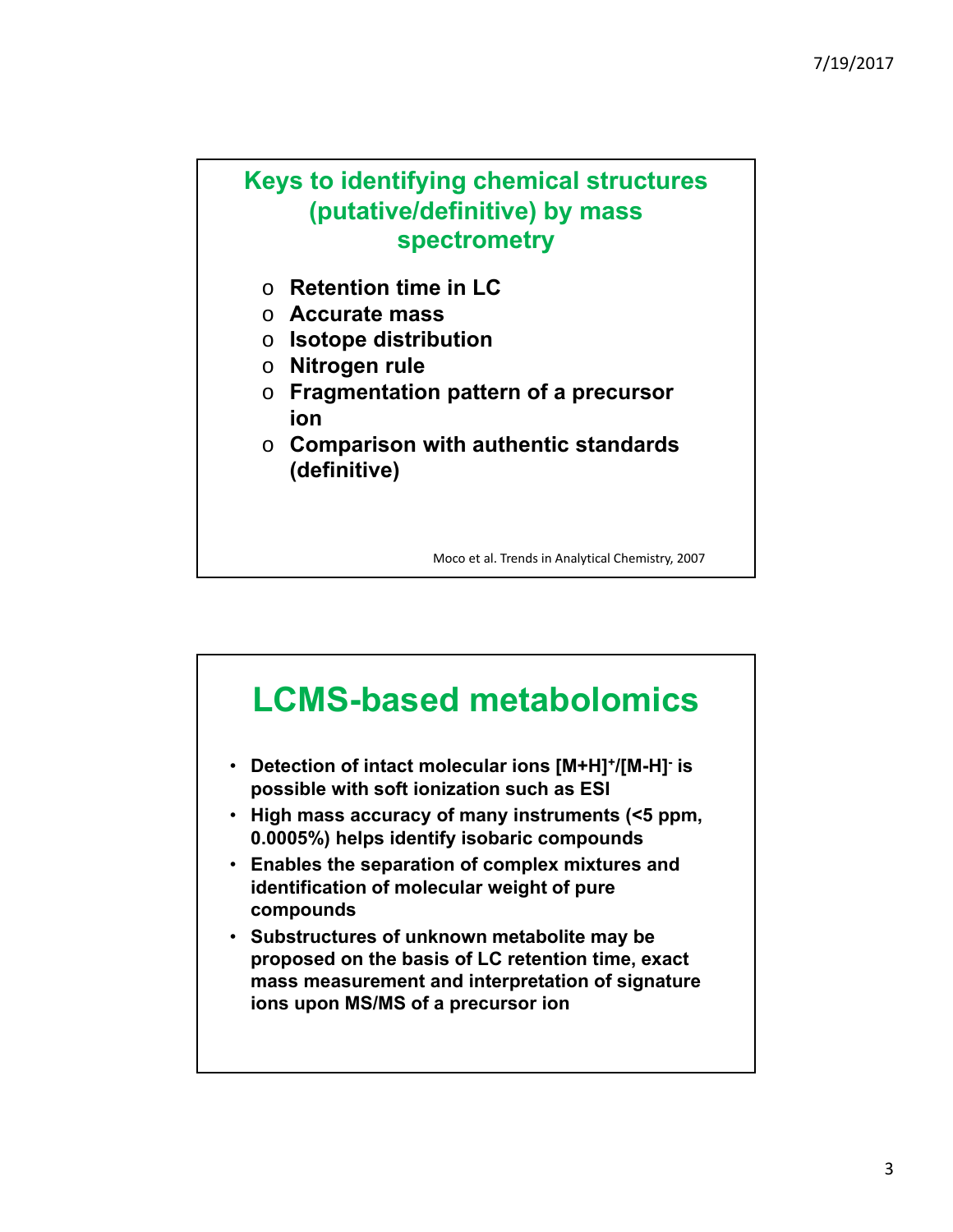## Keys to identifying chemical structures (putative/definitive) by mass spectrometry

- **Retention time in LC**
- **Accurate mass**
- **Isotope distribution**
- **Nitrogen rule**
- **Fragmentation pattern of a precursor ion**
- **Comparison with authentic standards (definitive)**

Moco et al. Trends in Analytical Chemistry, 2007

## LCMS-based metabolomics

- **Detection of intact molecular ions $[M+H]^+$/$[M-H]^-$ is possible with soft ionization such as ESI**
- **High mass accuracy of many instruments (<5 ppm, 0.0005%) helps identify isobaric compounds**
- **Enables the separation of complex mixtures and identification of molecular weight of pure compounds**
- **Substructures of unknown metabolite may be proposed on the basis of LC retention time, exact mass measurement and interpretation of signature ions upon MS/MS of a precursor ion**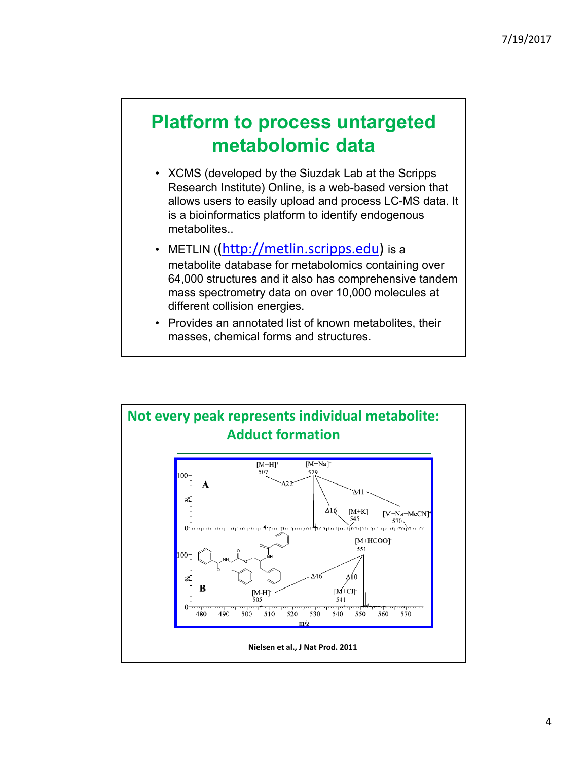# Platform to process untargeted metabolomic data

- XCMS (developed by the Siuzdak Lab at the Scripps Research Institute) Online, is a web-based version that allows users to easily upload and process LC-MS data. It is a bioinformatics platform to identify endogenous metabolites..
- METLIN ((http://metlin.scripps.edu) is a metabolite database for metabolomics containing over 64,000 structures and it also has comprehensive tandem mass spectrometry data on over 10,000 molecules at different collision energies.
- Provides an annotated list of known metabolites, their masses, chemical forms and structures.

# Not every peak represents individual metabolite: Adduct formation

Nielsen et al., J Nat Prod. 2011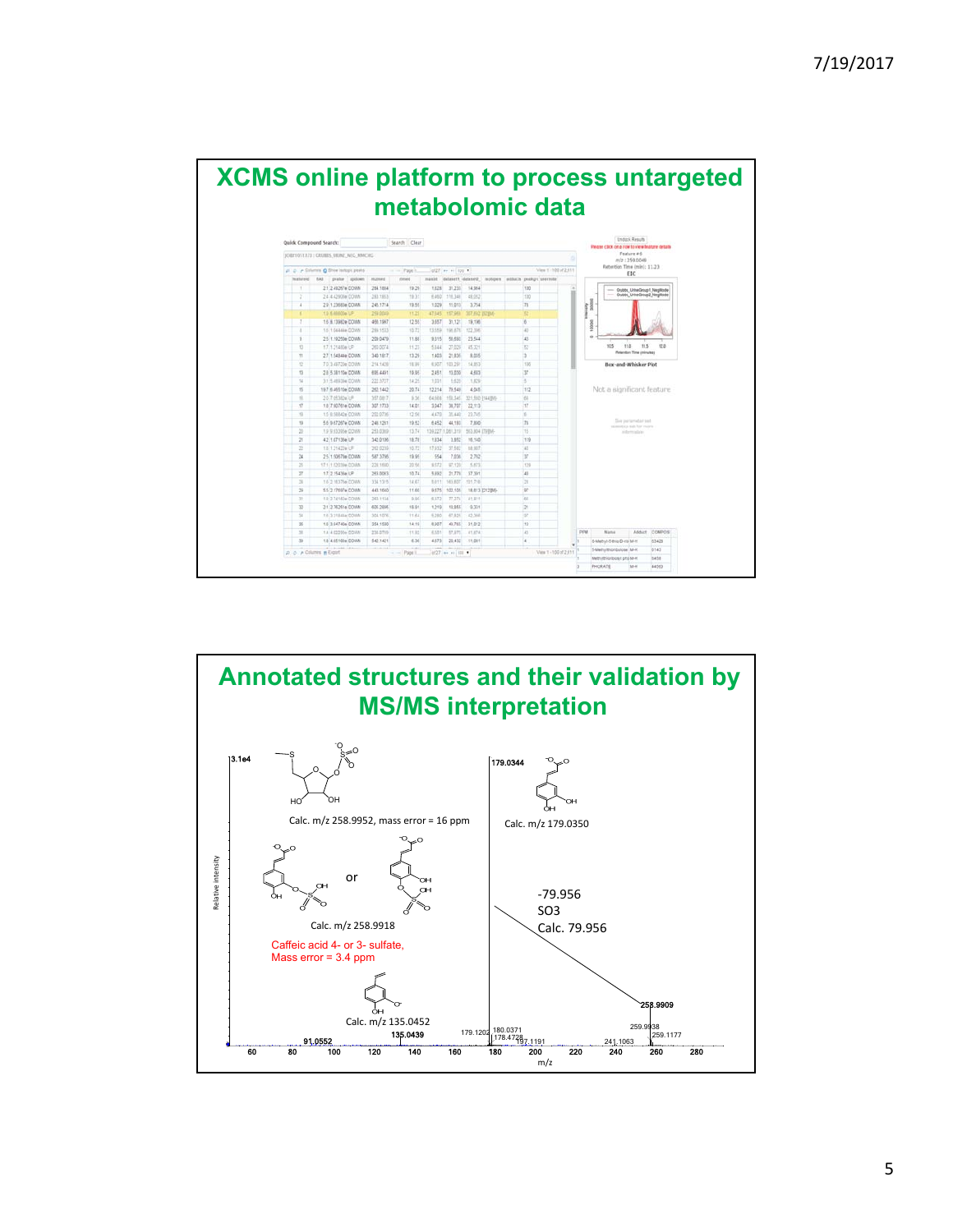# XCMS online platform to process untargeted metabolomic data

# Annotated structures and their validation by MS/MS interpretation

Calc. m/z 258.9952, mass error = 16 ppm

or

Calc. m/z 258.9918

Caffeic acid 4- or 3- sulfate, Mass error = 3.4 ppm

Calc. m/z 179.0350

-79.956
SO3
Calc. 79.956

Calc. m/z 135.0452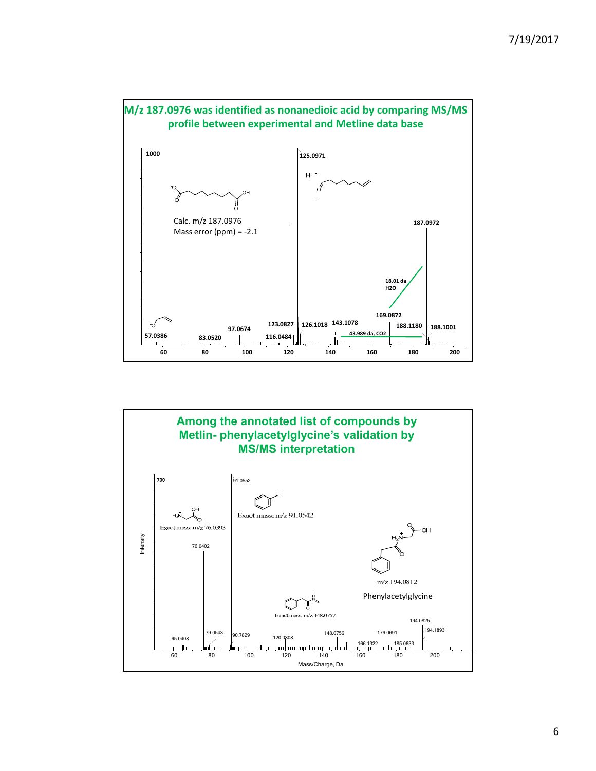## M/z 187.0976 was identified as nonanedioic acid by comparing MS/MS profile between experimental and Metline data base

Calc. m/z 187.0976

Mass error (ppm) = -2.1

125.0971

187.0972

18.01 da $H_2O$

169.0872

43.989 da, $CO_2$

57.0386, 83.0520, 97.0674, 116.0484, 123.0827, 126.1018, 143.1078, 188.1180, 188.1001

## Among the annotated list of compounds by Metlin- phenylacetylglycine's validation by MS/MS interpretation

Exact mass: m/z 76.0393

Exact mass: m/z 91.0542

Exact mass: m/z 148.0757

m/z 194.0812

Phenylacetylglycine

65.0408, 76.0402, 79.0543, 90.7829, 91.0552, 120.0808, 148.0756, 166.1322, 176.0691, 185.0633, 194.0825, 194.1893

Mass/Charge, Da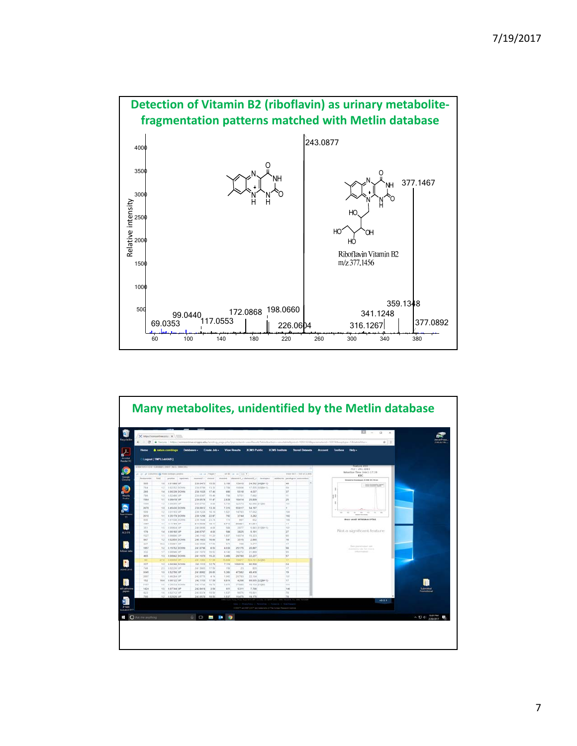## Detection of Vitamin B2 (riboflavin) as urinary metabolite- fragmentation patterns matched with Metlin database

Riboflavin Vitamin B2
m/z 377.1456

## Many metabolites, unidentified by the Metlin database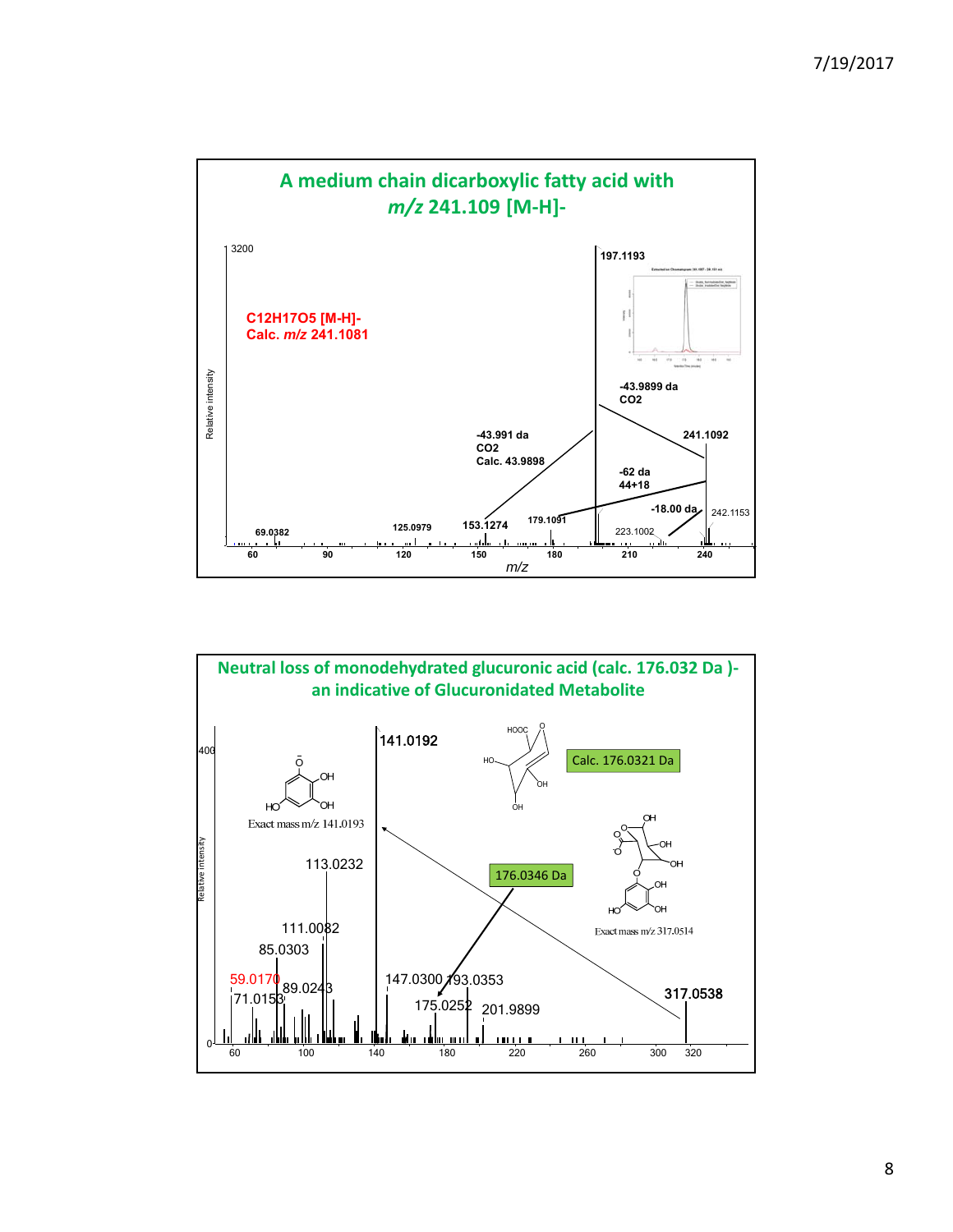## A medium chain dicarboxylic fatty acid with *m/z* 241.109 [M-H]-

$C_{12}H_{17}O_5$ [M-H]-
Calc. *m/z* 241.1081

- -43.9899 da $CO_2$
- -43.991 da $CO_2$ Calc. 43.9898
- -62 da 44+18
- -18.00 da

Peaks: 69.0382, 125.0979, 153.1274, 179.1091, 197.1193, 223.1002, 241.1092, 242.1153

Relative intensity (max 3200) vs. *m/z* (60–240)

## Neutral loss of monodehydrated glucuronic acid (calc. 176.032 Da )- an indicative of Glucuronidated Metabolite

Calc. 176.0321 Da

176.0346 Da

Exact mass m/z 141.0193

Exact mass m/z 317.0514

Peaks: 59.0170, 71.0153, 85.0303, 89.0243, 111.0082, 113.0232, 141.0192, 147.0300, 175.0252, 193.0353, 201.9899, 317.0538

Relative intensity (max 400) vs. m/z (60–320)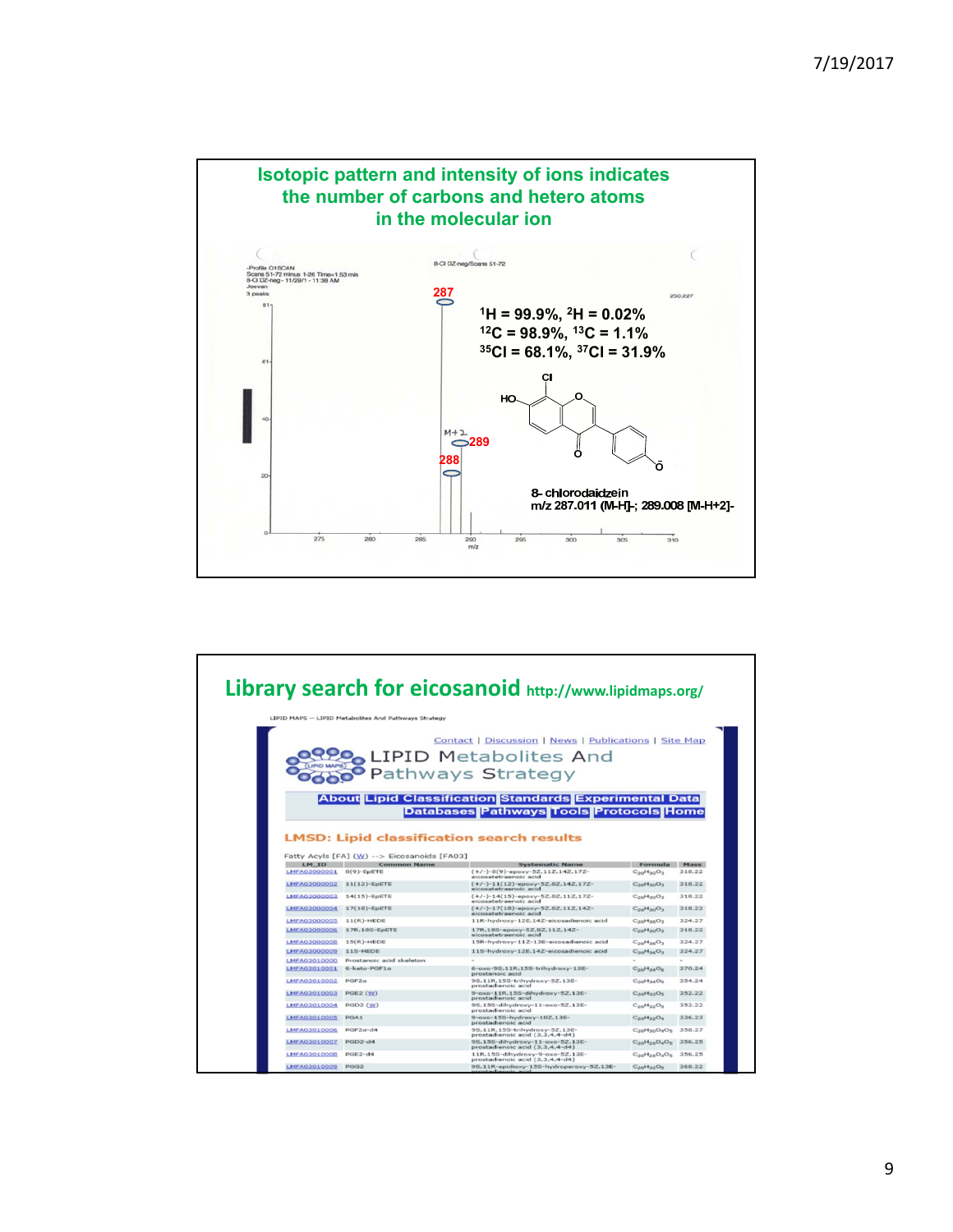## Isotopic pattern and intensity of ions indicates the number of carbons and hetero atoms in the molecular ion

-Profile Q1SCAN
Scans 51-72 minus 1-26 Time=1.53 min
8-Cl DZ-neg - 11/29/1 - 11:38 AM
Jeevan
3 peaks

8-Cl DZ-neg/Scans 51-72

287

M+2

289

288

$^1H$ = 99.9%, $^2H$ = 0.02%
$^{12}C$ = 98.9%, $^{13}C$ = 1.1%
$^{35}Cl$ = 68.1%, $^{37}Cl$ = 31.9%

8- chlorodaidzein
m/z 287.011 (M-H]-; 289.008 [M-H+2]-

## Library search for eicosanoid http://www.lipidmaps.org/

LIPID MAPS -- LIPID Metabolites And Pathways Strategy

Contact | Discussion | News | Publications | Site Map

LIPID Metabolites And Pathways Strategy

About | Lipid Classification | Standards | Experimental Data | Databases | Pathways | Tools | Protocols | Home

**LMSD: Lipid classification search results**

Fatty Acyls [FA] (W) --> Eicosanoids [FA03]

| LM_ID | Common Name | Systematic Name | Formula | Mass |
|---|---|---|---|---|
| LMFA03000001 | 8(9)-EpETE | (+/-)-8(9)-epoxy-5Z,11Z,14Z,17Z-eicosatetraenoic acid | $C_{20}H_{30}O_3$ | 318.22 |
| LMFA03000002 | 11(12)-EpETE | (+/-)-11(12)-epoxy-5Z,8Z,14Z,17Z-eicosatetraenoic acid | $C_{20}H_{30}O_3$ | 318.22 |
| LMFA03000003 | 14(15)-EpETE | (+/-)-14(15)-epoxy-5Z,8Z,11Z,17Z-eicosatetraenoic acid | $C_{20}H_{30}O_3$ | 318.22 |
| LMFA03000004 | 17(18)-EpETE | (+/-)-17(18)-epoxy-5Z,8Z,11Z,14Z-eicosatetraenoic acid | $C_{20}H_{30}O_3$ | 318.22 |
| LMFA03000005 | 11(R)-HEDE | 11R-hydroxy-12E,14Z-eicosadienoic acid | $C_{20}H_{36}O_3$ | 324.27 |
| LMFA03000006 | 17R,18S-EpETE | 17R,18S-epoxy-5Z,8Z,11Z,14Z-eicosatetraenoic acid | $C_{20}H_{30}O_3$ | 318.22 |
| LMFA03000008 | 15(R)-HEDE | 15R-hydroxy-11Z-13E-eicosadienoic acid | $C_{20}H_{36}O_3$ | 324.27 |
| LMFA03000009 | 11S-HEDE | 11S-hydroxy-12E,14Z-eicosadienoic acid | $C_{20}H_{36}O_3$ | 324.27 |
| LMFA03010000 | Prostanoic acid skeleton | - | - | - |
| LMFA03010001 | 6-keto-PGF1α | 6-oxo-9S,11R,15S-trihydroxy-13E-prostenoic acid | $C_{20}H_{34}O_6$ | 370.24 |
| LMFA03010002 | PGF2α | 9S,11R,15S-trihydroxy-5Z,13E-prostadienoic acid | $C_{20}H_{34}O_5$ | 354.24 |
| LMFA03010003 | PGE2 (W) | 9-oxo-11R,15S-dihydroxy-5Z,13E-prostadienoic acid | $C_{20}H_{32}O_5$ | 352.22 |
| LMFA03010004 | PGD2 (W) | 9S,15S-dihydroxy-11-oxo-5Z,13E-prostadienoic acid | $C_{20}H_{32}O_5$ | 352.22 |
| LMFA03010005 | PGA1 | 9-oxo-15S-hydroxy-10Z,13E-prostadienoic acid | $C_{20}H_{32}O_4$ | 336.23 |
| LMFA03010006 | PGF2α-d4 | 9S,11R,15S-trihydroxy-5Z,13E-prostadienoic acid (3,3,4,4-d4) | $C_{20}H_{30}D_4O_5$ | 358.27 |
| LMFA03010007 | PGD2-d4 | 9S,15S-dihydroxy-11-oxo-5Z,13E-prostadienoic acid (3,3,4,4-d4) | $C_{20}H_{28}D_4O_5$ | 356.25 |
| LMFA03010008 | PGE2-d4 | 11R,15S-dihydroxy-9-oxo-5Z,13E-prostadienoic acid (3,3,4,4-d4) | $C_{20}H_{28}D_4O_5$ | 356.25 |
| LMFA03010009 | PGG2 | 9S,11R-epidioxy-15S-hydroperoxy-5Z,13E-prostadienoic acid | $C_{20}H_{32}O_6$ | 368.22 |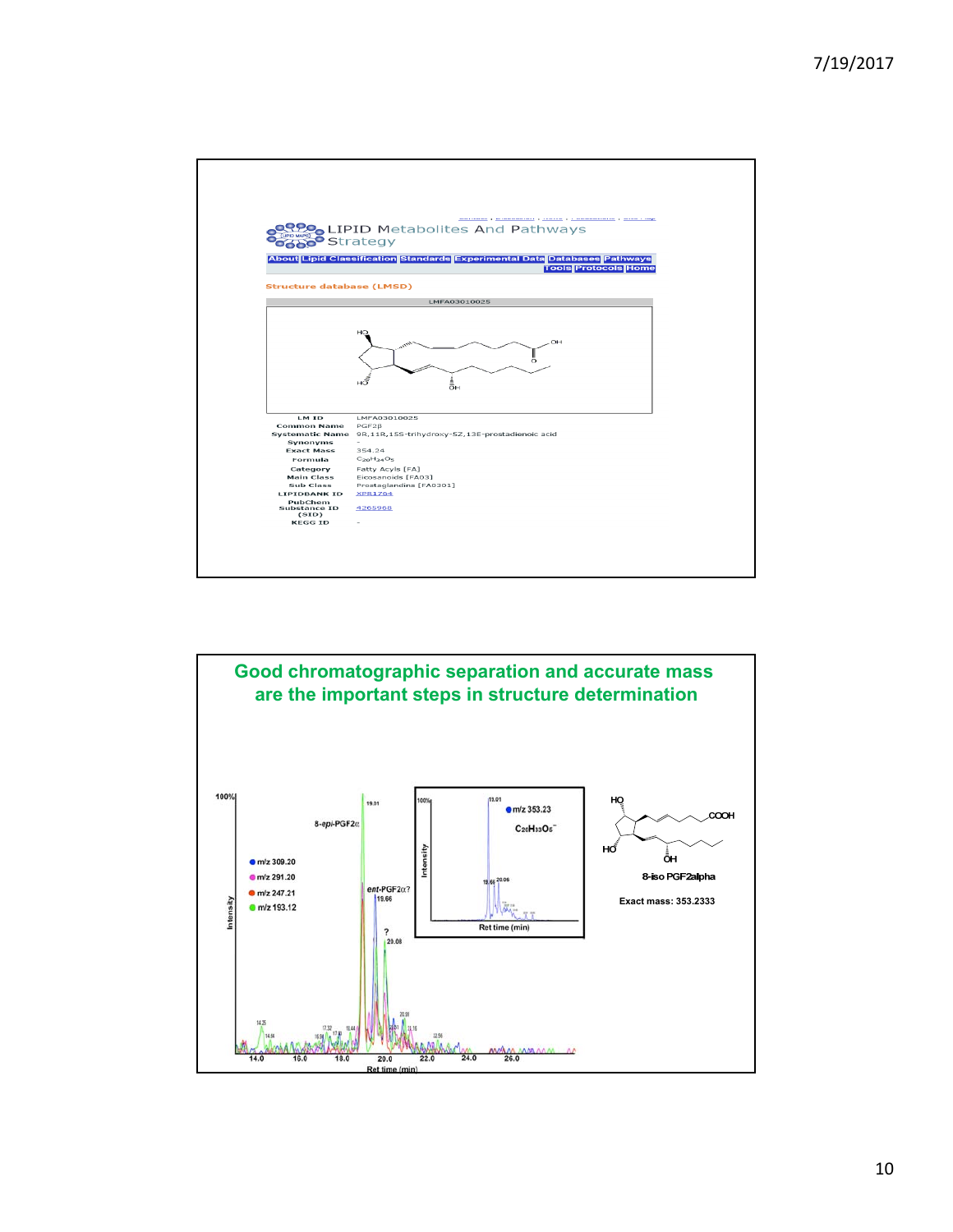LIPID Metabolites And Pathways Strategy

About | Lipid Classification | Standards | Experimental Data | Databases | Pathways | Tools | Protocols | Home

Structure database (LMSD)

LMFA03010025

| | |
|---|---|
| LM ID | LMFA03010025 |
| Common Name | PGF2β |
| Systematic Name | 9R,11R,15S-trihydroxy-5Z,13E-prostadienoic acid |
| Synonyms | - |
| Exact Mass | 354.24 |
| Formula | $C_{20}H_{34}O_5$ |
| Category | Fatty Acyls [FA] |
| Main Class | Eicosanoids [FA03] |
| Sub Class | Prostaglandins [FA0301] |
| LIPIDBANK ID | XPR1704 |
| PubChem Substance ID (SID) | 4265968 |
| KEGG ID | - |

## Good chromatographic separation and accurate mass are the important steps in structure determination

8-iso PGF2alpha

Exact mass: 353.2333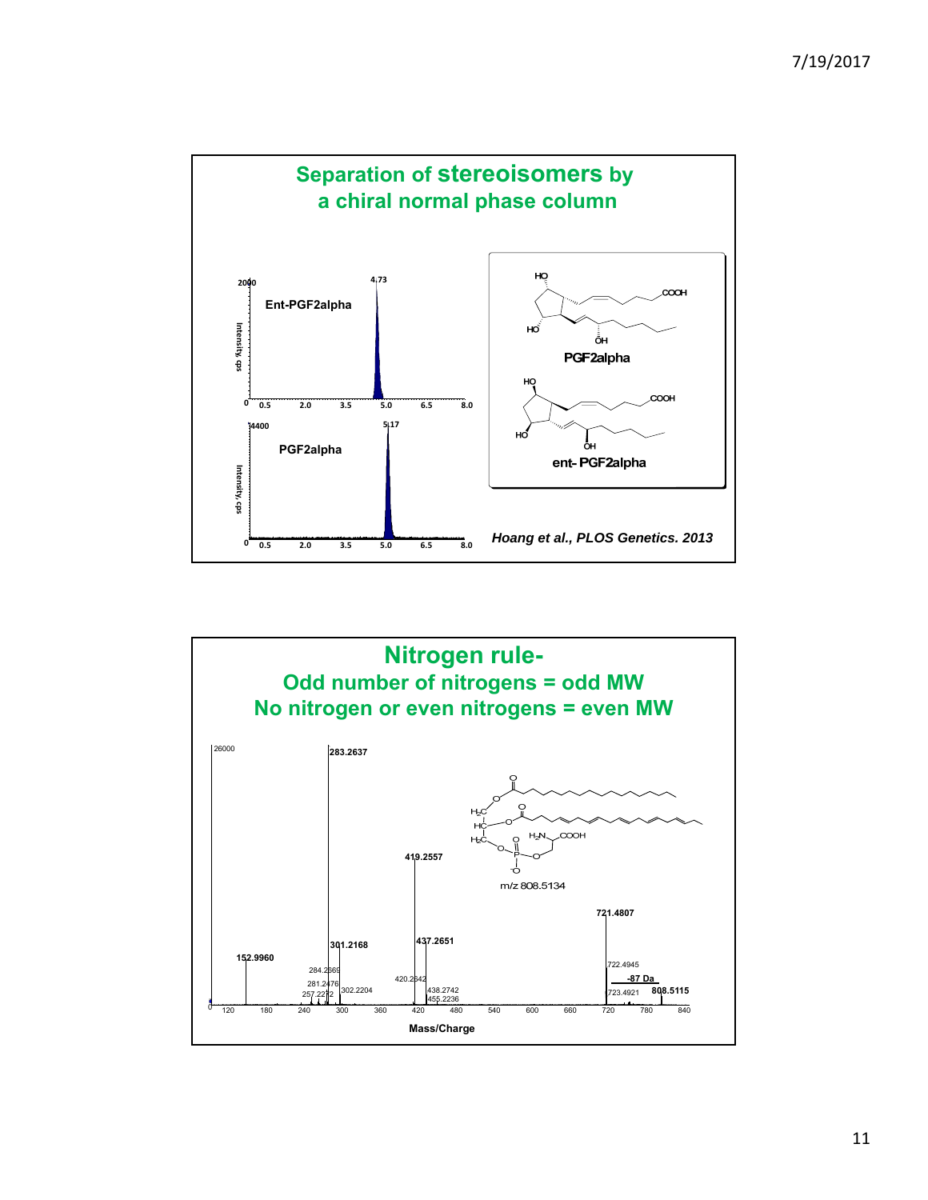## Separation of stereoisomers by a chiral normal phase column

Ent-PGF2alpha

PGF2alpha

PGF2alpha

ent- PGF2alpha

*Hoang et al., PLOS Genetics. 2013*

## Nitrogen rule- Odd number of nitrogens = odd MW No nitrogen or even nitrogens = even MW

m/z 808.5134

-87 Da

Mass/Charge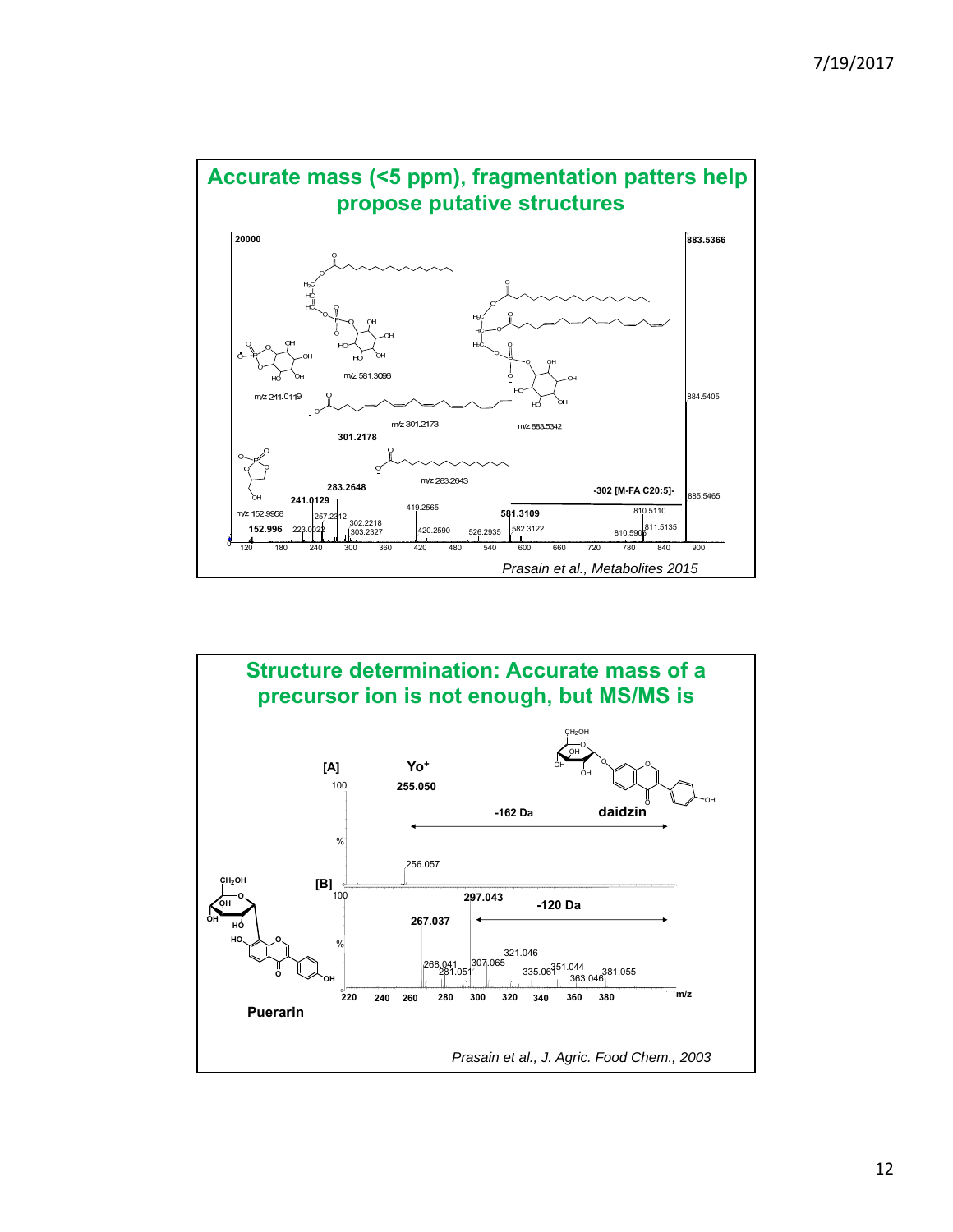## Accurate mass (<5 ppm), fragmentation patters help propose putative structures

20000

883.5366

m/z 581.3096

m/z 241.0119

m/z 301.2173

m/z 883.5342

884.5405

301.2178

m/z 283.2643

283.2648

-302 [M-FA C20:5]-

885.5465

241.0129

419.2565

581.3109

810.5110

m/z 152.9958

257.2312

152.996

223.0022

302.2218

303.2327

420.2590

526.2935

582.3122

810.5906

811.5135

120 180 240 300 360 420 480 540 600 660 720 780 840 900

*Prasain et al., Metabolites 2015*

## Structure determination: Accurate mass of a precursor ion is not enough, but MS/MS is

[A]

Yo+

100

255.050

-162 Da

daidzin

%

256.057

[B]

100

297.043

-120 Da

267.037

%

321.046

268.041

307.065

281.051

335.061

351.044

363.046

381.055

220 240 260 280 300 320 340 360 380 m/z

Puerarin

*Prasain et al., J. Agric. Food Chem., 2003*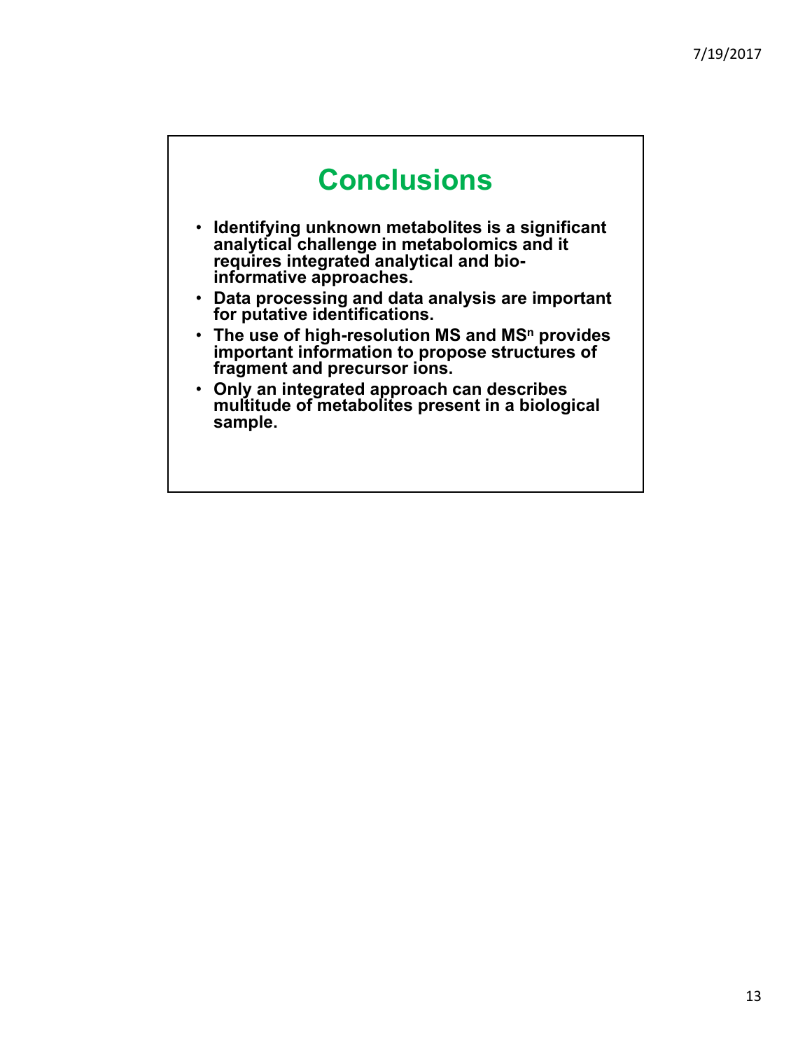# Conclusions

- **Identifying unknown metabolites is a significant analytical challenge in metabolomics and it requires integrated analytical and bio-informative approaches.**
- **Data processing and data analysis are important for putative identifications.**
- **The use of high-resolution MS and $MS^n$ provides important information to propose structures of fragment and precursor ions.**
- **Only an integrated approach can describes multitude of metabolites present in a biological sample.**